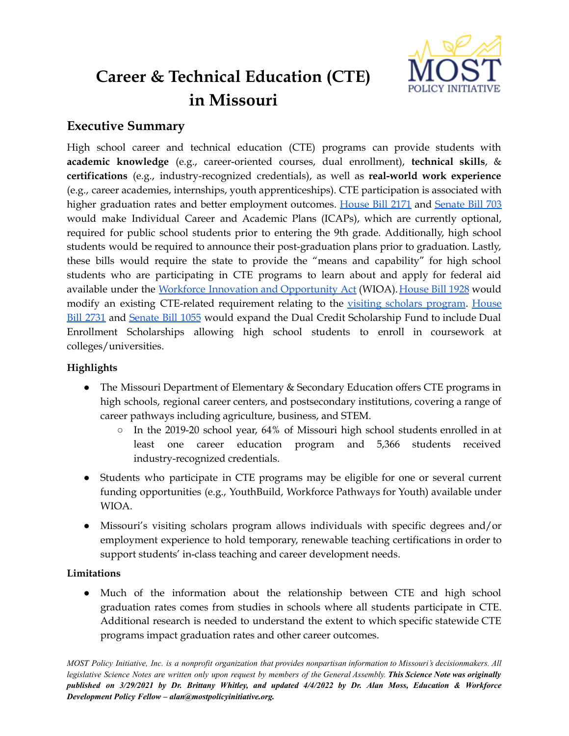# Career & Technical Education (CTE) in Missouri

## Executive Summary

High school career and technical education (CTE) programs can provide students with **academic knowledge** (e.g., career-oriented courses, dual enrollment), **technical skills**, & **certifications** (e.g., industry-recognized credentials), as well as **real-world work experience** (e.g., career academies, internships, youth apprenticeships). CTE participation is associated with higher graduation rates and better employment outcomes. House Bill 2171 and Senate Bill 703 would make Individual Career and Academic Plans (ICAPs), which are currently optional, required for public school students prior to entering the 9th grade. Additionally, high school students would be required to announce their post-graduation plans prior to graduation. Lastly, these bills would require the state to provide the "means and capability" for high school students who are participating in CTE programs to learn about and apply for federal aid available under the Workforce Innovation and Opportunity Act (WIOA). House Bill 1928 would modify an existing CTE-related requirement relating to the visiting scholars program. House Bill 2731 and Senate Bill 1055 would expand the Dual Credit Scholarship Fund to include Dual Enrollment Scholarships allowing high school students to enroll in coursework at colleges/universities.

### Highlights

- The Missouri Department of Elementary & Secondary Education offers CTE programs in high schools, regional career centers, and postsecondary institutions, covering a range of career pathways including agriculture, business, and STEM.
  - In the 2019-20 school year, 64% of Missouri high school students enrolled in at least one career education program and 5,366 students received industry-recognized credentials.
- Students who participate in CTE programs may be eligible for one or several current funding opportunities (e.g., YouthBuild, Workforce Pathways for Youth) available under WIOA.
- Missouri's visiting scholars program allows individuals with specific degrees and/or employment experience to hold temporary, renewable teaching certifications in order to support students' in-class teaching and career development needs.

### Limitations

- Much of the information about the relationship between CTE and high school graduation rates comes from studies in schools where all students participate in CTE. Additional research is needed to understand the extent to which specific statewide CTE programs impact graduation rates and other career outcomes.

*MOST Policy Initiative, Inc. is a nonprofit organization that provides nonpartisan information to Missouri's decisionmakers. All legislative Science Notes are written only upon request by members of the General Assembly.* ***This Science Note was originally published on 3/29/2021 by Dr. Brittany Whitley, and updated 4/4/2022 by Dr. Alan Moss, Education & Workforce Development Policy Fellow – alan@mostpolicyinitiative.org.***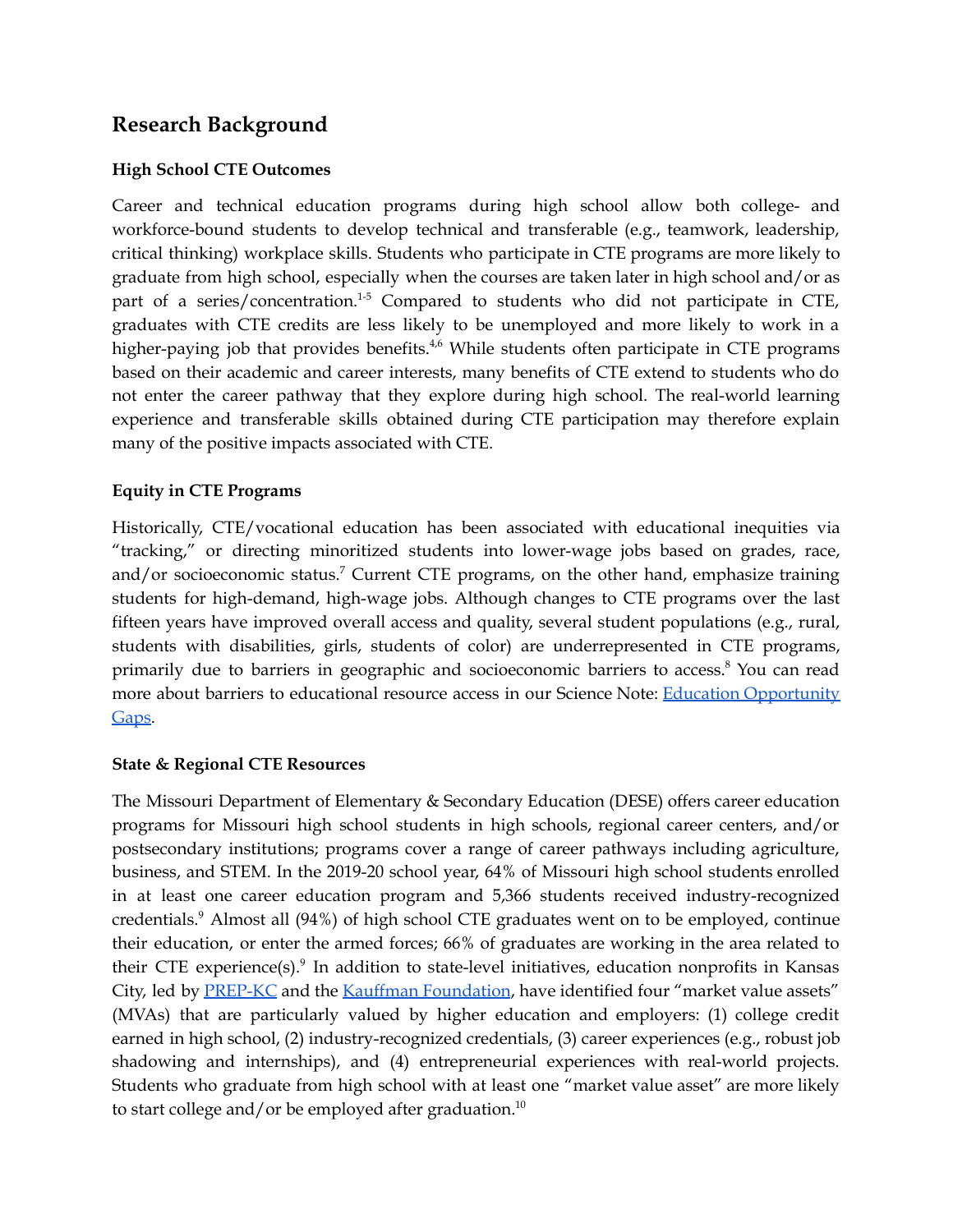## Research Background

### High School CTE Outcomes

Career and technical education programs during high school allow both college- and workforce-bound students to develop technical and transferable (e.g., teamwork, leadership, critical thinking) workplace skills. Students who participate in CTE programs are more likely to graduate from high school, especially when the courses are taken later in high school and/or as part of a series/concentration.[1-5] Compared to students who did not participate in CTE, graduates with CTE credits are less likely to be unemployed and more likely to work in a higher-paying job that provides benefits.[4,6] While students often participate in CTE programs based on their academic and career interests, many benefits of CTE extend to students who do not enter the career pathway that they explore during high school. The real-world learning experience and transferable skills obtained during CTE participation may therefore explain many of the positive impacts associated with CTE.

### Equity in CTE Programs

Historically, CTE/vocational education has been associated with educational inequities via "tracking," or directing minoritized students into lower-wage jobs based on grades, race, and/or socioeconomic status.[7] Current CTE programs, on the other hand, emphasize training students for high-demand, high-wage jobs. Although changes to CTE programs over the last fifteen years have improved overall access and quality, several student populations (e.g., rural, students with disabilities, girls, students of color) are underrepresented in CTE programs, primarily due to barriers in geographic and socioeconomic barriers to access.[8] You can read more about barriers to educational resource access in our Science Note: [Education Opportunity Gaps](#).

### State & Regional CTE Resources

The Missouri Department of Elementary & Secondary Education (DESE) offers career education programs for Missouri high school students in high schools, regional career centers, and/or postsecondary institutions; programs cover a range of career pathways including agriculture, business, and STEM. In the 2019-20 school year, 64% of Missouri high school students enrolled in at least one career education program and 5,366 students received industry-recognized credentials.[9] Almost all (94%) of high school CTE graduates went on to be employed, continue their education, or enter the armed forces; 66% of graduates are working in the area related to their CTE experience(s).[9] In addition to state-level initiatives, education nonprofits in Kansas City, led by [PREP-KC](#) and the [Kauffman Foundation](#), have identified four "market value assets" (MVAs) that are particularly valued by higher education and employers: (1) college credit earned in high school, (2) industry-recognized credentials, (3) career experiences (e.g., robust job shadowing and internships), and (4) entrepreneurial experiences with real-world projects. Students who graduate from high school with at least one "market value asset" are more likely to start college and/or be employed after graduation.[10]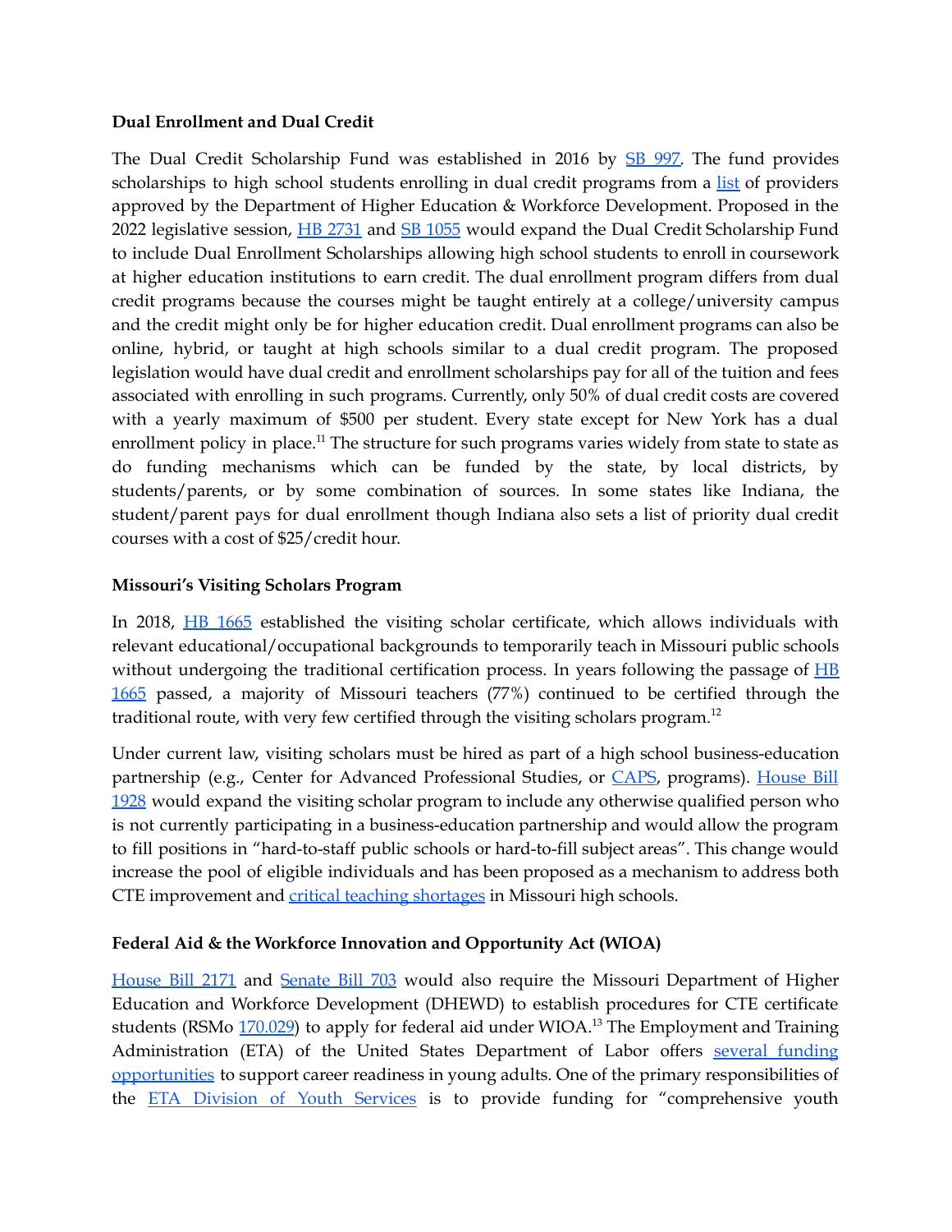**Dual Enrollment and Dual Credit**

The Dual Credit Scholarship Fund was established in 2016 by SB 997. The fund provides scholarships to high school students enrolling in dual credit programs from a list of providers approved by the Department of Higher Education & Workforce Development. Proposed in the 2022 legislative session, HB 2731 and SB 1055 would expand the Dual Credit Scholarship Fund to include Dual Enrollment Scholarships allowing high school students to enroll in coursework at higher education institutions to earn credit. The dual enrollment program differs from dual credit programs because the courses might be taught entirely at a college/university campus and the credit might only be for higher education credit. Dual enrollment programs can also be online, hybrid, or taught at high schools similar to a dual credit program. The proposed legislation would have dual credit and enrollment scholarships pay for all of the tuition and fees associated with enrolling in such programs. Currently, only 50% of dual credit costs are covered with a yearly maximum of $500 per student. Every state except for New York has a dual enrollment policy in place.[11] The structure for such programs varies widely from state to state as do funding mechanisms which can be funded by the state, by local districts, by students/parents, or by some combination of sources. In some states like Indiana, the student/parent pays for dual enrollment though Indiana also sets a list of priority dual credit courses with a cost of $25/credit hour.

**Missouri's Visiting Scholars Program**

In 2018, HB 1665 established the visiting scholar certificate, which allows individuals with relevant educational/occupational backgrounds to temporarily teach in Missouri public schools without undergoing the traditional certification process. In years following the passage of HB 1665 passed, a majority of Missouri teachers (77%) continued to be certified through the traditional route, with very few certified through the visiting scholars program.[12]

Under current law, visiting scholars must be hired as part of a high school business-education partnership (e.g., Center for Advanced Professional Studies, or CAPS, programs). House Bill 1928 would expand the visiting scholar program to include any otherwise qualified person who is not currently participating in a business-education partnership and would allow the program to fill positions in "hard-to-staff public schools or hard-to-fill subject areas". This change would increase the pool of eligible individuals and has been proposed as a mechanism to address both CTE improvement and critical teaching shortages in Missouri high schools.

**Federal Aid & the Workforce Innovation and Opportunity Act (WIOA)**

House Bill 2171 and Senate Bill 703 would also require the Missouri Department of Higher Education and Workforce Development (DHEWD) to establish procedures for CTE certificate students (RSMo 170.029) to apply for federal aid under WIOA.[13] The Employment and Training Administration (ETA) of the United States Department of Labor offers several funding opportunities to support career readiness in young adults. One of the primary responsibilities of the ETA Division of Youth Services is to provide funding for "comprehensive youth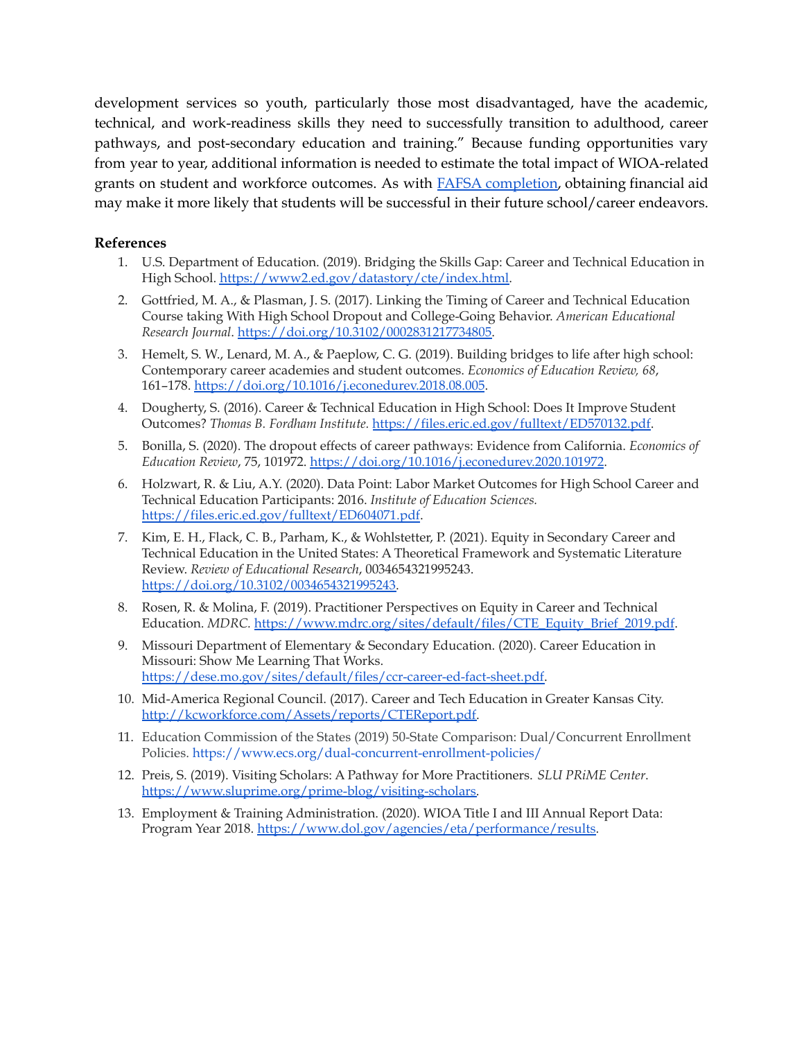development services so youth, particularly those most disadvantaged, have the academic, technical, and work-readiness skills they need to successfully transition to adulthood, career pathways, and post-secondary education and training." Because funding opportunities vary from year to year, additional information is needed to estimate the total impact of WIOA-related grants on student and workforce outcomes. As with [FAFSA completion](), obtaining financial aid may make it more likely that students will be successful in their future school/career endeavors.

**References**

1. U.S. Department of Education. (2019). Bridging the Skills Gap: Career and Technical Education in High School. https://www2.ed.gov/datastory/cte/index.html.
2. Gottfried, M. A., & Plasman, J. S. (2017). Linking the Timing of Career and Technical Education Course taking With High School Dropout and College-Going Behavior. *American Educational Research Journal*. https://doi.org/10.3102/0002831217734805.
3. Hemelt, S. W., Lenard, M. A., & Paeplow, C. G. (2019). Building bridges to life after high school: Contemporary career academies and student outcomes. *Economics of Education Review, 68*, 161–178. https://doi.org/10.1016/j.econedurev.2018.08.005.
4. Dougherty, S. (2016). Career & Technical Education in High School: Does It Improve Student Outcomes? *Thomas B. Fordham Institute.* https://files.eric.ed.gov/fulltext/ED570132.pdf.
5. Bonilla, S. (2020). The dropout effects of career pathways: Evidence from California. *Economics of Education Review*, 75, 101972. https://doi.org/10.1016/j.econedurev.2020.101972.
6. Holzwart, R. & Liu, A.Y. (2020). Data Point: Labor Market Outcomes for High School Career and Technical Education Participants: 2016. *Institute of Education Sciences.* https://files.eric.ed.gov/fulltext/ED604071.pdf.
7. Kim, E. H., Flack, C. B., Parham, K., & Wohlstetter, P. (2021). Equity in Secondary Career and Technical Education in the United States: A Theoretical Framework and Systematic Literature Review. *Review of Educational Research*, 0034654321995243. https://doi.org/10.3102/0034654321995243.
8. Rosen, R. & Molina, F. (2019). Practitioner Perspectives on Equity in Career and Technical Education. *MDRC.* https://www.mdrc.org/sites/default/files/CTE_Equity_Brief_2019.pdf.
9. Missouri Department of Elementary & Secondary Education. (2020). Career Education in Missouri: Show Me Learning That Works. https://dese.mo.gov/sites/default/files/ccr-career-ed-fact-sheet.pdf.
10. Mid-America Regional Council. (2017). Career and Tech Education in Greater Kansas City. http://kcworkforce.com/Assets/reports/CTEReport.pdf.
11. Education Commission of the States (2019) 50-State Comparison: Dual/Concurrent Enrollment Policies. https://www.ecs.org/dual-concurrent-enrollment-policies/
12. Preis, S. (2019). Visiting Scholars: A Pathway for More Practitioners. *SLU PRiME Center*. https://www.sluprime.org/prime-blog/visiting-scholars.
13. Employment & Training Administration. (2020). WIOA Title I and III Annual Report Data: Program Year 2018. https://www.dol.gov/agencies/eta/performance/results.